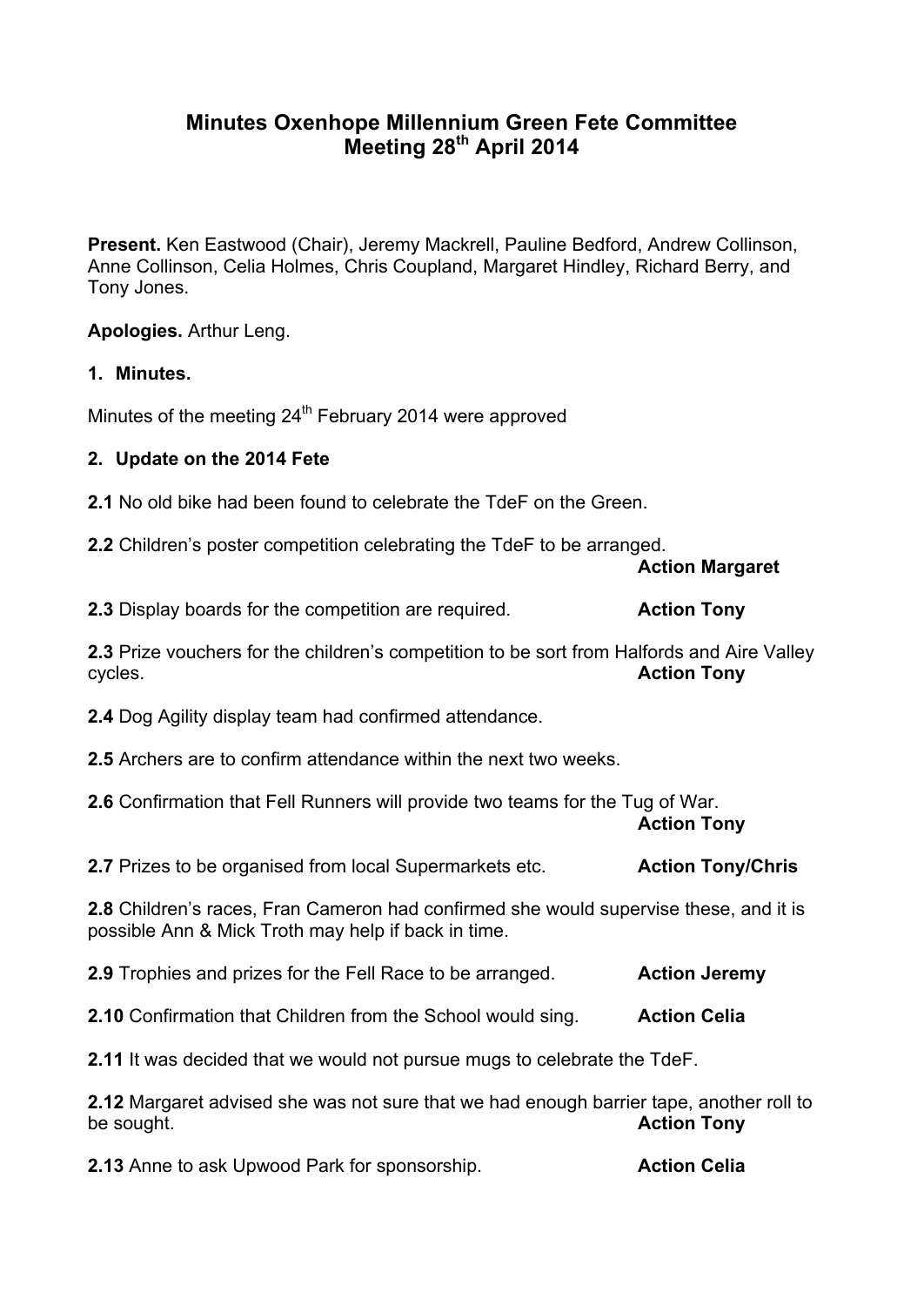# Minutes Oxenhope Millennium Green Fete Committee Meeting 28th April 2014

**Present.** Ken Eastwood (Chair), Jeremy Mackrell, Pauline Bedford, Andrew Collinson, Anne Collinson, Celia Holmes, Chris Coupland, Margaret Hindley, Richard Berry, and Tony Jones.

**Apologies.** Arthur Leng.

## 1. Minutes.

Minutes of the meeting 24th February 2014 were approved

## 2. Update on the 2014 Fete

**2.1** No old bike had been found to celebrate the TdeF on the Green.

**2.2** Children's poster competition celebrating the TdeF to be arranged. **Action Margaret**

**2.3** Display boards for the competition are required. **Action Tony**

**2.3** Prize vouchers for the children's competition to be sort from Halfords and Aire Valley cycles. **Action Tony**

**2.4** Dog Agility display team had confirmed attendance.

**2.5** Archers are to confirm attendance within the next two weeks.

**2.6** Confirmation that Fell Runners will provide two teams for the Tug of War. **Action Tony**

**2.7** Prizes to be organised from local Supermarkets etc. **Action Tony/Chris**

**2.8** Children's races, Fran Cameron had confirmed she would supervise these, and it is possible Ann & Mick Troth may help if back in time.

**2.9** Trophies and prizes for the Fell Race to be arranged. **Action Jeremy**

**2.10** Confirmation that Children from the School would sing. **Action Celia**

**2.11** It was decided that we would not pursue mugs to celebrate the TdeF.

**2.12** Margaret advised she was not sure that we had enough barrier tape, another roll to be sought. **Action Tony**

**2.13** Anne to ask Upwood Park for sponsorship. **Action Celia**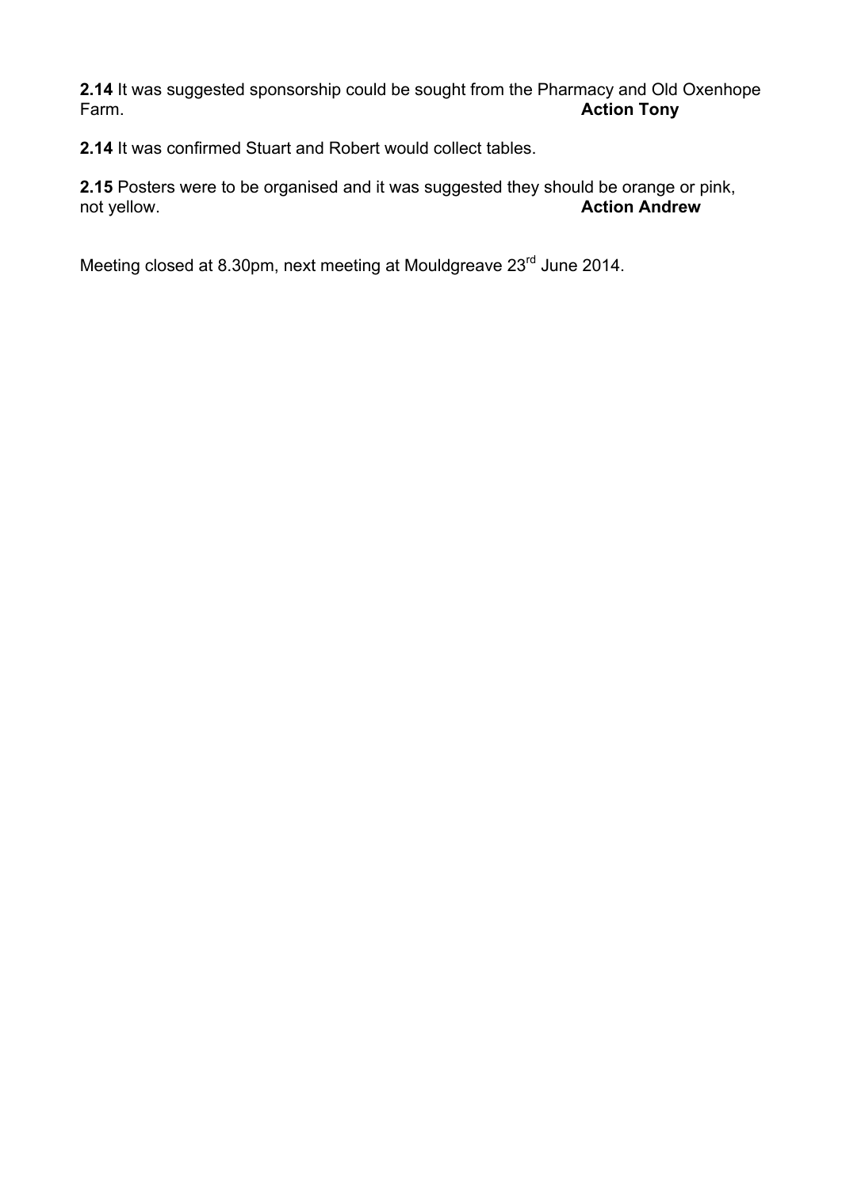**2.14** It was suggested sponsorship could be sought from the Pharmacy and Old Oxenhope Farm. **Action Tony**

**2.14** It was confirmed Stuart and Robert would collect tables.

**2.15** Posters were to be organised and it was suggested they should be orange or pink, not yellow. **Action Andrew**

Meeting closed at 8.30pm, next meeting at Mouldgreave 23rd June 2014.